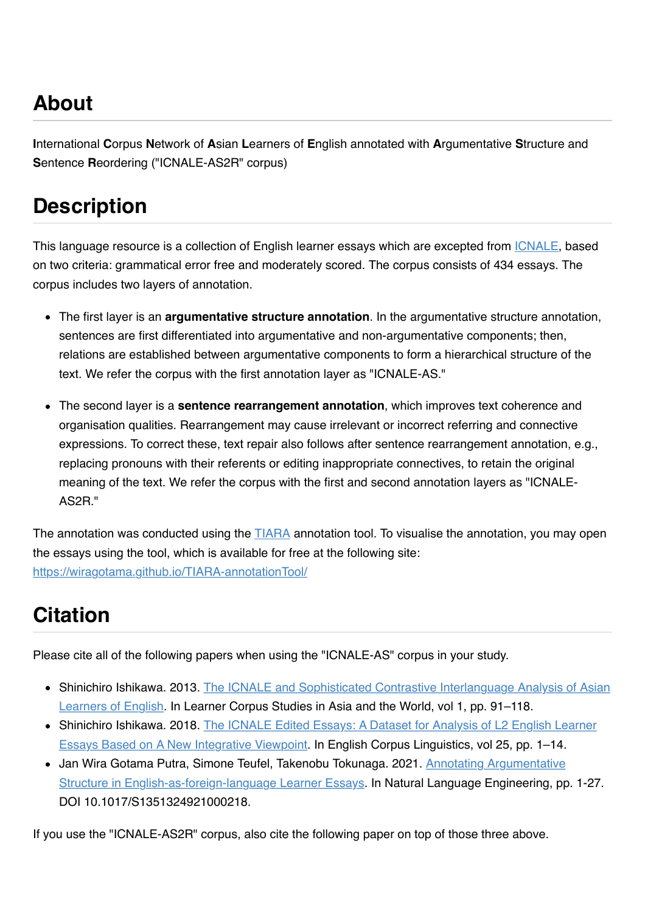## About

**I**nternational **C**orpus **N**etwork of **A**sian **L**earners of **E**nglish annotated with **A**rgumentative **S**tructure and **S**entence **R**eordering ("ICNALE-AS2R" corpus)

## Description

This language resource is a collection of English learner essays which are excepted from [ICNALE](), based on two criteria: grammatical error free and moderately scored. The corpus consists of 434 essays. The corpus includes two layers of annotation.

- The first layer is an **argumentative structure annotation**. In the argumentative structure annotation, sentences are first differentiated into argumentative and non-argumentative components; then, relations are established between argumentative components to form a hierarchical structure of the text. We refer the corpus with the first annotation layer as "ICNALE-AS."
- The second layer is a **sentence rearrangement annotation**, which improves text coherence and organisation qualities. Rearrangement may cause irrelevant or incorrect referring and connective expressions. To correct these, text repair also follows after sentence rearrangement annotation, e.g., replacing pronouns with their referents or editing inappropriate connectives, to retain the original meaning of the text. We refer the corpus with the first and second annotation layers as "ICNALE-AS2R."

The annotation was conducted using the [TIARA]() annotation tool. To visualise the annotation, you may open the essays using the tool, which is available for free at the following site: [https://wiragotama.github.io/TIARA-annotationTool/](https://wiragotama.github.io/TIARA-annotationTool/)

## Citation

Please cite all of the following papers when using the "ICNALE-AS" corpus in your study.

- Shinichiro Ishikawa. 2013. [The ICNALE and Sophisticated Contrastive Interlanguage Analysis of Asian Learners of English](). In Learner Corpus Studies in Asia and the World, vol 1, pp. 91–118.
- Shinichiro Ishikawa. 2018. [The ICNALE Edited Essays: A Dataset for Analysis of L2 English Learner Essays Based on A New Integrative Viewpoint](). In English Corpus Linguistics, vol 25, pp. 1–14.
- Jan Wira Gotama Putra, Simone Teufel, Takenobu Tokunaga. 2021. [Annotating Argumentative Structure in English-as-foreign-language Learner Essays](). In Natural Language Engineering, pp. 1-27. DOI 10.1017/S1351324921000218.

If you use the "ICNALE-AS2R" corpus, also cite the following paper on top of those three above.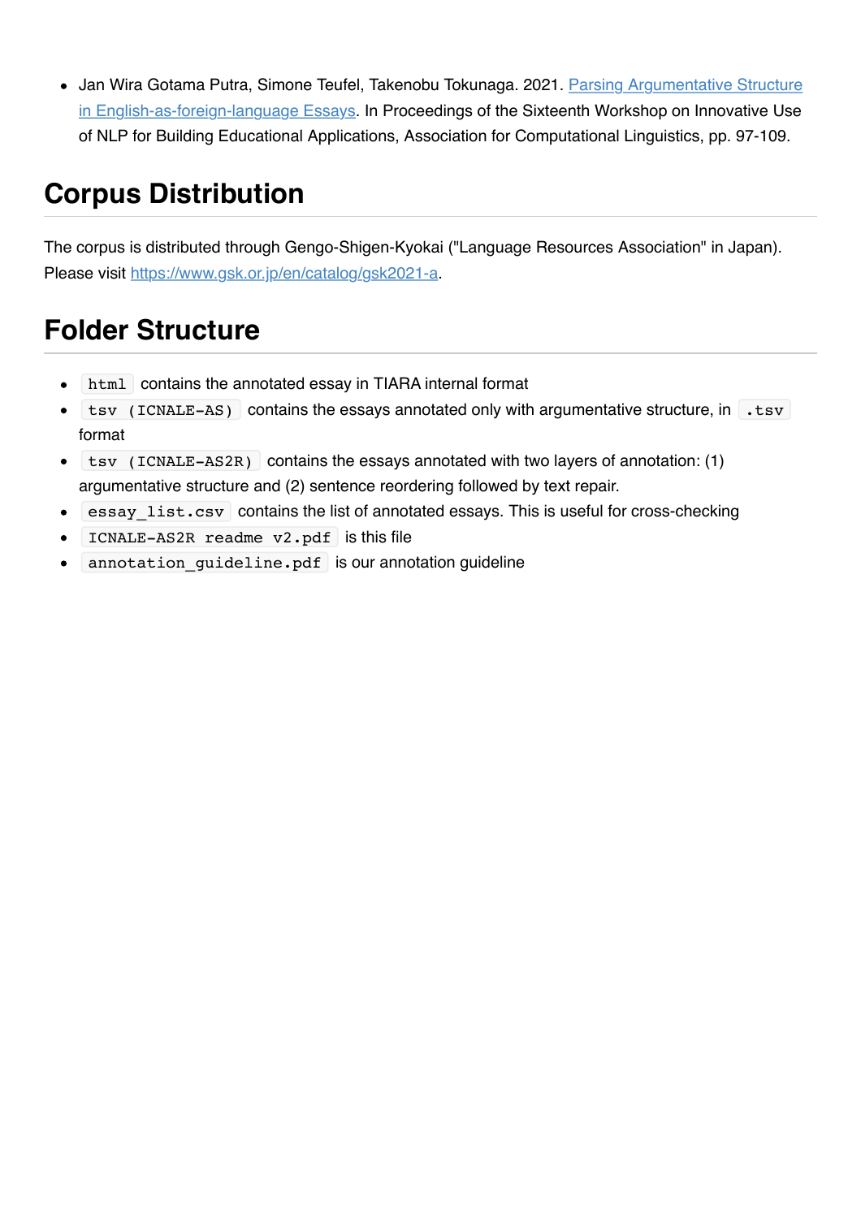- Jan Wira Gotama Putra, Simone Teufel, Takenobu Tokunaga. 2021. [Parsing Argumentative Structure in English-as-foreign-language Essays](). In Proceedings of the Sixteenth Workshop on Innovative Use of NLP for Building Educational Applications, Association for Computational Linguistics, pp. 97-109.

## Corpus Distribution

The corpus is distributed through Gengo-Shigen-Kyokai ("Language Resources Association" in Japan). Please visit https://www.gsk.or.jp/en/catalog/gsk2021-a.

## Folder Structure

- `html` contains the annotated essay in TIARA internal format
- `tsv (ICNALE-AS)` contains the essays annotated only with argumentative structure, in `.tsv` format
- `tsv (ICNALE-AS2R)` contains the essays annotated with two layers of annotation: (1) argumentative structure and (2) sentence reordering followed by text repair.
- `essay_list.csv` contains the list of annotated essays. This is useful for cross-checking
- `ICNALE-AS2R readme v2.pdf` is this file
- `annotation_guideline.pdf` is our annotation guideline